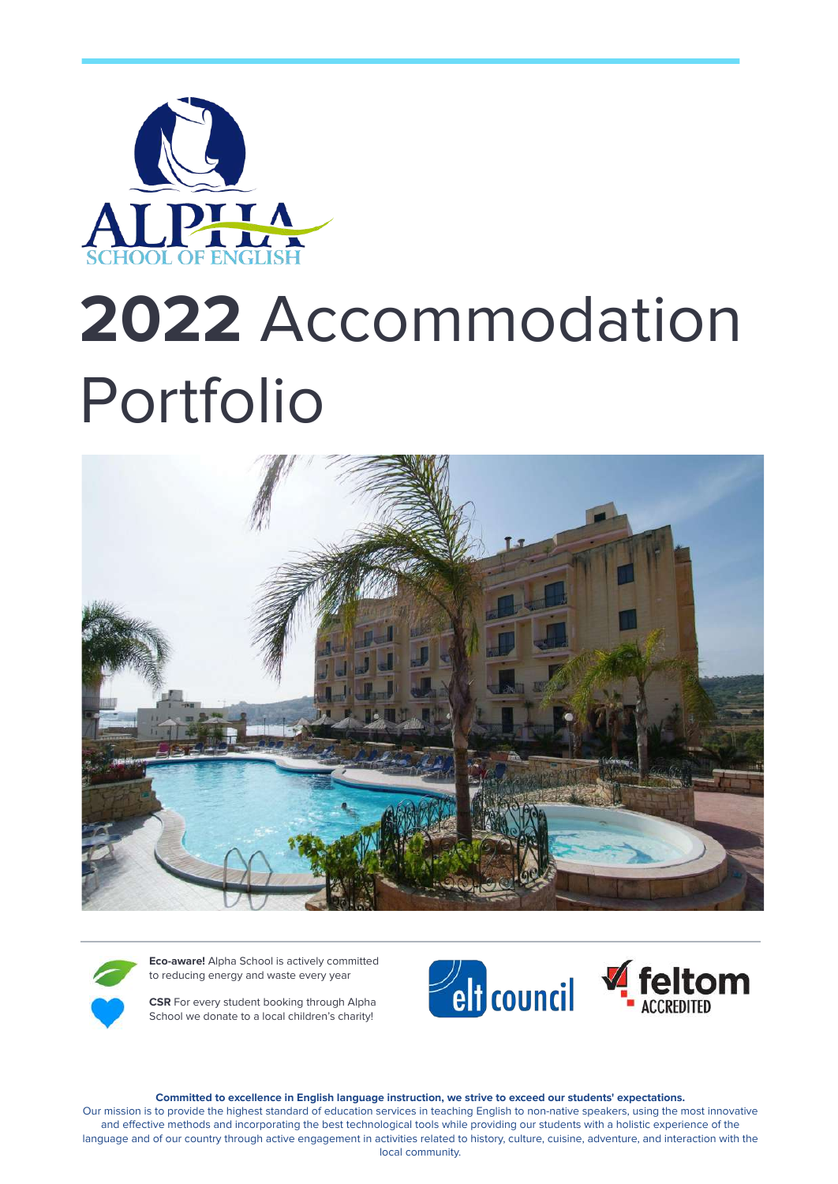ALPHA SCHOOL OF ENGLISH

# **2022** Accommodation Portfolio

**Eco-aware!** Alpha School is actively committed to reducing energy and waste every year

**CSR** For every student booking through Alpha School we donate to a local children's charity!

elt council

feltom ACCREDITED

**Committed to excellence in English language instruction, we strive to exceed our students' expectations.**

Our mission is to provide the highest standard of education services in teaching English to non-native speakers, using the most innovative and effective methods and incorporating the best technological tools while providing our students with a holistic experience of the language and of our country through active engagement in activities related to history, culture, cuisine, adventure, and interaction with the local community.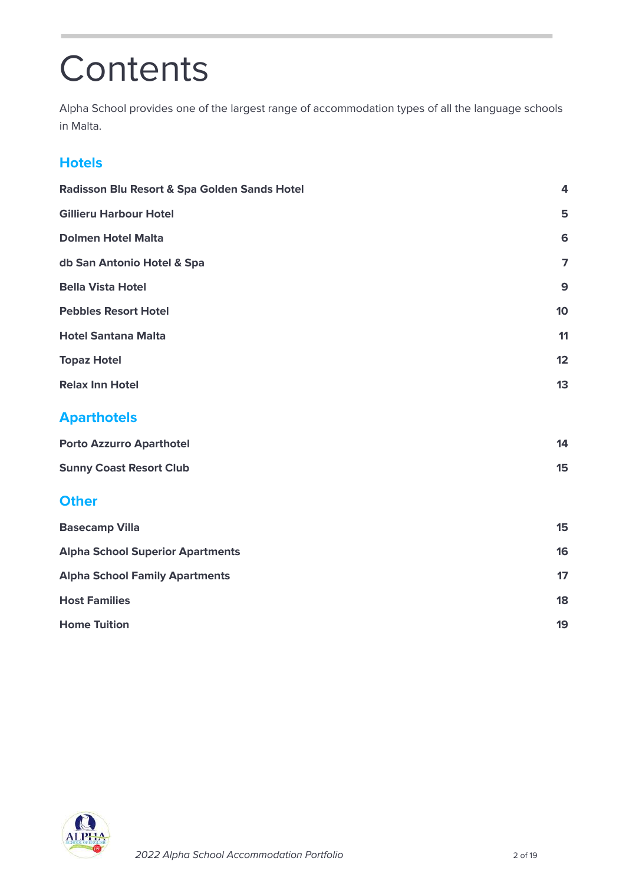# Contents

Alpha School provides one of the largest range of accommodation types of all the language schools in Malta.

## Hotels

| | |
|---|---|
| **Radisson Blu Resort & Spa Golden Sands Hotel** | **4** |
| **Gillieru Harbour Hotel** | **5** |
| **Dolmen Hotel Malta** | **6** |
| **db San Antonio Hotel & Spa** | **7** |
| **Bella Vista Hotel** | **9** |
| **Pebbles Resort Hotel** | **10** |
| **Hotel Santana Malta** | **11** |
| **Topaz Hotel** | **12** |
| **Relax Inn Hotel** | **13** |

## Aparthotels

| | |
|---|---|
| **Porto Azzurro Aparthotel** | **14** |
| **Sunny Coast Resort Club** | **15** |

## Other

| | |
|---|---|
| **Basecamp Villa** | **15** |
| **Alpha School Superior Apartments** | **16** |
| **Alpha School Family Apartments** | **17** |
| **Host Families** | **18** |
| **Home Tuition** | **19** |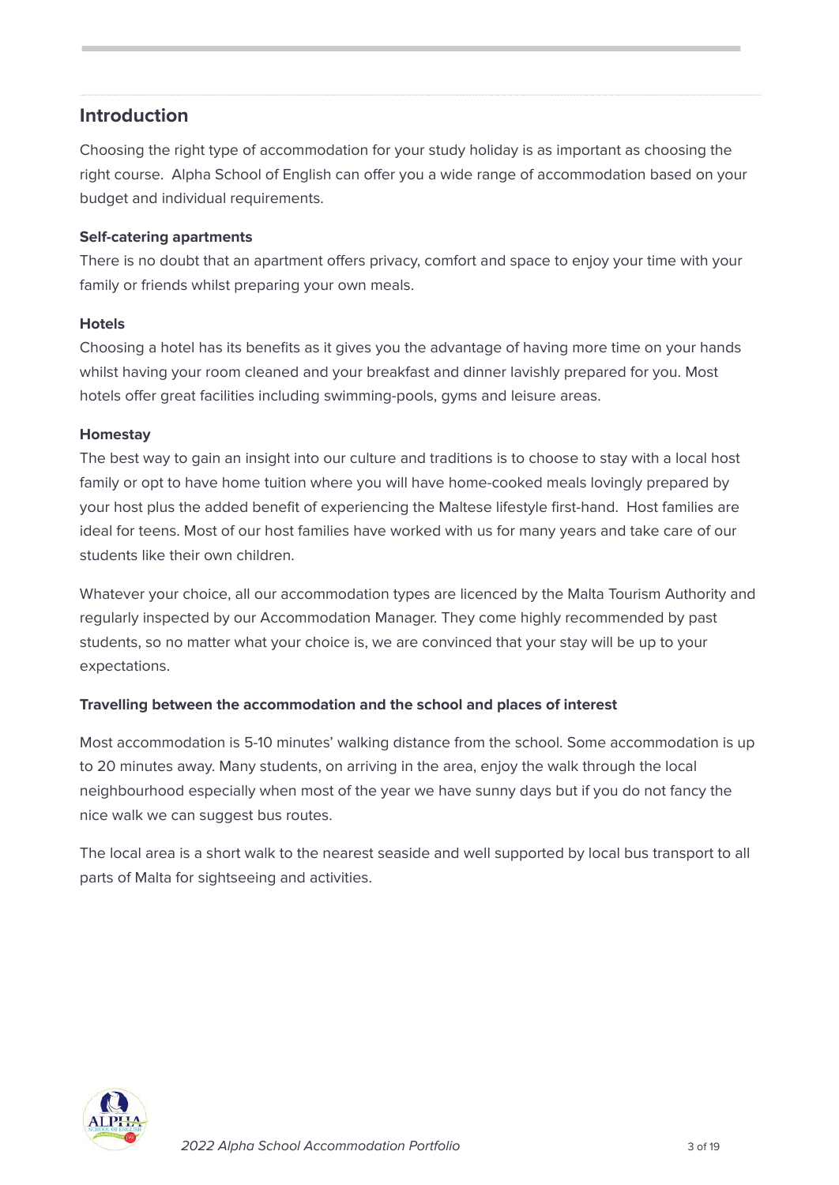## Introduction

Choosing the right type of accommodation for your study holiday is as important as choosing the right course.  Alpha School of English can offer you a wide range of accommodation based on your budget and individual requirements.

**Self-catering apartments**

There is no doubt that an apartment offers privacy, comfort and space to enjoy your time with your family or friends whilst preparing your own meals.

**Hotels**

Choosing a hotel has its benefits as it gives you the advantage of having more time on your hands whilst having your room cleaned and your breakfast and dinner lavishly prepared for you. Most hotels offer great facilities including swimming-pools, gyms and leisure areas.

**Homestay**

The best way to gain an insight into our culture and traditions is to choose to stay with a local host family or opt to have home tuition where you will have home-cooked meals lovingly prepared by your host plus the added benefit of experiencing the Maltese lifestyle first-hand.  Host families are ideal for teens. Most of our host families have worked with us for many years and take care of our students like their own children.

Whatever your choice, all our accommodation types are licenced by the Malta Tourism Authority and regularly inspected by our Accommodation Manager. They come highly recommended by past students, so no matter what your choice is, we are convinced that your stay will be up to your expectations.

**Travelling between the accommodation and the school and places of interest**

Most accommodation is 5-10 minutes' walking distance from the school. Some accommodation is up to 20 minutes away. Many students, on arriving in the area, enjoy the walk through the local neighbourhood especially when most of the year we have sunny days but if you do not fancy the nice walk we can suggest bus routes.

The local area is a short walk to the nearest seaside and well supported by local bus transport to all parts of Malta for sightseeing and activities.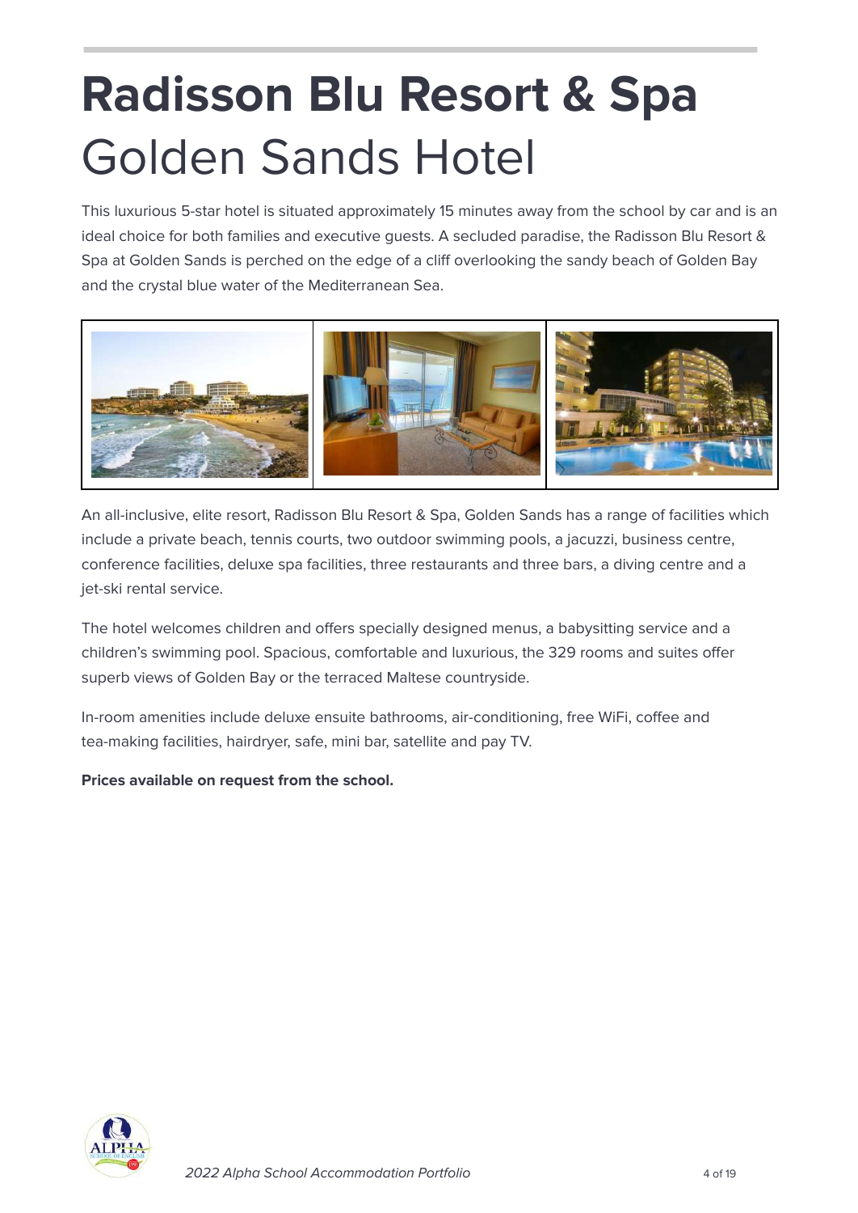# **Radisson Blu Resort & Spa** Golden Sands Hotel

This luxurious 5-star hotel is situated approximately 15 minutes away from the school by car and is an ideal choice for both families and executive guests. A secluded paradise, the Radisson Blu Resort & Spa at Golden Sands is perched on the edge of a cliff overlooking the sandy beach of Golden Bay and the crystal blue water of the Mediterranean Sea.

An all-inclusive, elite resort, Radisson Blu Resort & Spa, Golden Sands has a range of facilities which include a private beach, tennis courts, two outdoor swimming pools, a jacuzzi, business centre, conference facilities, deluxe spa facilities, three restaurants and three bars, a diving centre and a jet-ski rental service.

The hotel welcomes children and offers specially designed menus, a babysitting service and a children's swimming pool. Spacious, comfortable and luxurious, the 329 rooms and suites offer superb views of Golden Bay or the terraced Maltese countryside.

In-room amenities include deluxe ensuite bathrooms, air-conditioning, free WiFi, coffee and tea-making facilities, hairdryer, safe, mini bar, satellite and pay TV.

**Prices available on request from the school.**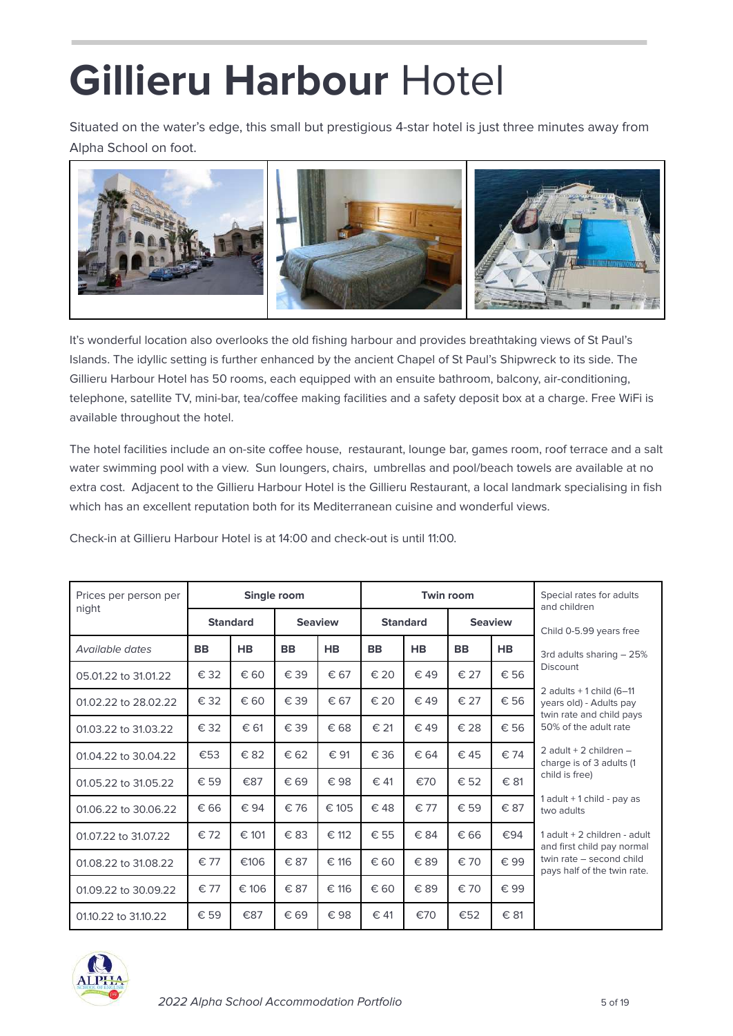# **Gillieru Harbour** Hotel

Situated on the water's edge, this small but prestigious 4-star hotel is just three minutes away from Alpha School on foot.

It's wonderful location also overlooks the old fishing harbour and provides breathtaking views of St Paul's Islands. The idyllic setting is further enhanced by the ancient Chapel of St Paul's Shipwreck to its side. The Gillieru Harbour Hotel has 50 rooms, each equipped with an ensuite bathroom, balcony, air-conditioning, telephone, satellite TV, mini-bar, tea/coffee making facilities and a safety deposit box at a charge. Free WiFi is available throughout the hotel.

The hotel facilities include an on-site coffee house, restaurant, lounge bar, games room, roof terrace and a salt water swimming pool with a view. Sun loungers, chairs, umbrellas and pool/beach towels are available at no extra cost. Adjacent to the Gillieru Harbour Hotel is the Gillieru Restaurant, a local landmark specialising in fish which has an excellent reputation both for its Mediterranean cuisine and wonderful views.

Check-in at Gillieru Harbour Hotel is at 14:00 and check-out is until 11:00.

| Prices per person per night | **Single room** | | | | **Twin room** | | | | Special rates for adults and children |
|---|---|---|---|---|---|---|---|---|---|
| | **Standard** | | **Seaview** | | **Standard** | | **Seaview** | | Child 0-5.99 years free |
| *Available dates* | **BB** | **HB** | **BB** | **HB** | **BB** | **HB** | **BB** | **HB** | 3rd adults sharing – 25% Discount |
| 05.01.22 to 31.01.22 | € 32 | € 60 | € 39 | € 67 | € 20 | € 49 | € 27 | € 56 | 2 adults + 1 child (6–11 years old) - Adults pay twin rate and child pays 50% of the adult rate |
| 01.02.22 to 28.02.22 | € 32 | € 60 | € 39 | € 67 | € 20 | € 49 | € 27 | € 56 | 2 adult + 2 children – charge is of 3 adults (1 child is free) |
| 01.03.22 to 31.03.22 | € 32 | € 61 | € 39 | € 68 | € 21 | € 49 | € 28 | € 56 | 1 adult + 1 child - pay as two adults |
| 01.04.22 to 30.04.22 | €53 | € 82 | € 62 | € 91 | € 36 | € 64 | € 45 | € 74 | 1 adult + 2 children - adult and first child pay normal twin rate – second child pays half of the twin rate. |
| 01.05.22 to 31.05.22 | € 59 | €87 | € 69 | € 98 | € 41 | €70 | € 52 | € 81 | |
| 01.06.22 to 30.06.22 | € 66 | € 94 | € 76 | € 105 | € 48 | € 77 | € 59 | € 87 | |
| 01.07.22 to 31.07.22 | € 72 | € 101 | € 83 | € 112 | € 55 | € 84 | € 66 | €94 | |
| 01.08.22 to 31.08.22 | € 77 | €106 | € 87 | € 116 | € 60 | € 89 | € 70 | € 99 | |
| 01.09.22 to 30.09.22 | € 77 | € 106 | € 87 | € 116 | € 60 | € 89 | € 70 | € 99 | |
| 01.10.22 to 31.10.22 | € 59 | €87 | € 69 | € 98 | € 41 | €70 | €52 | € 81 | |

*2022 Alpha School Accommodation Portfolio*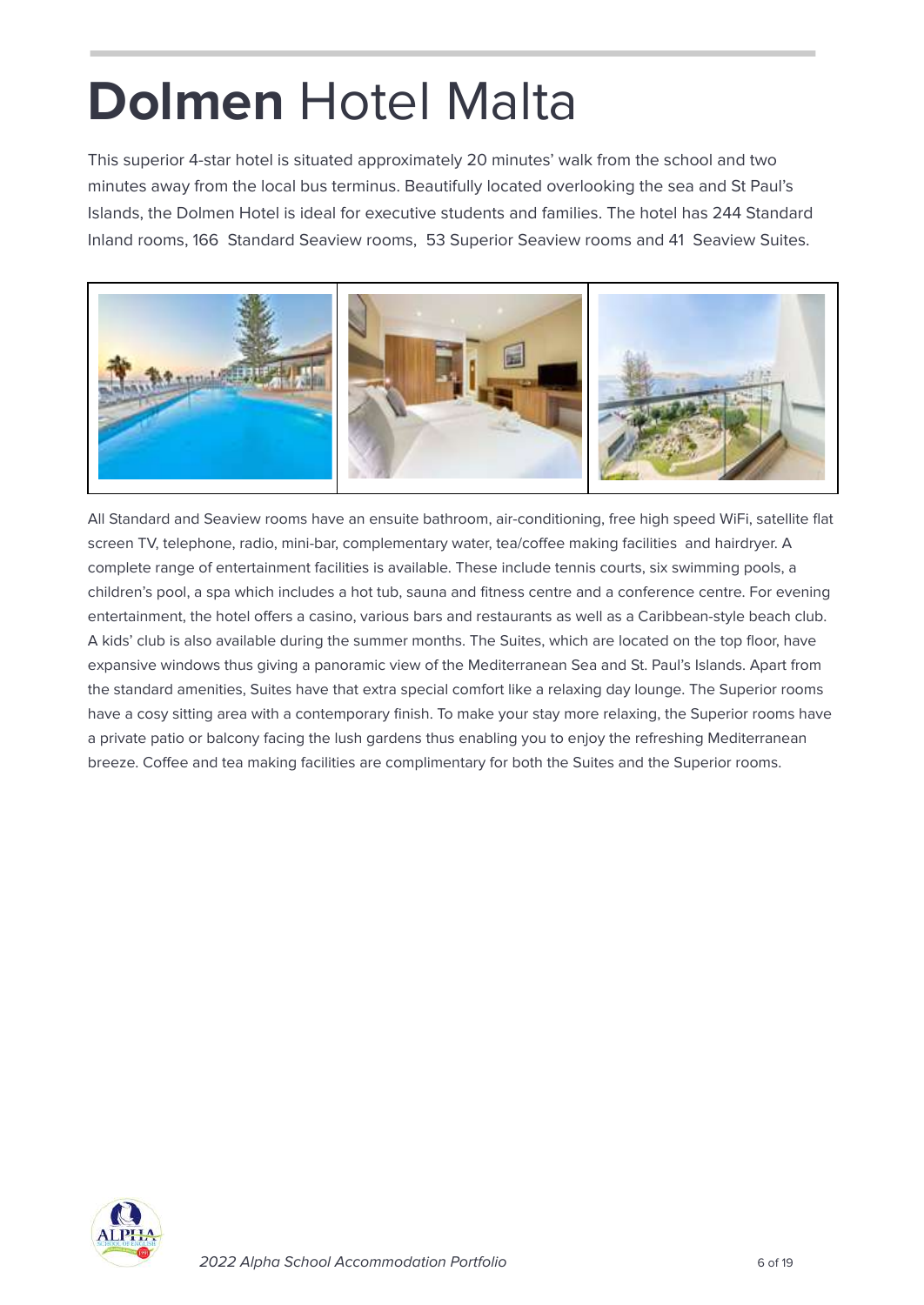# **Dolmen** Hotel Malta

This superior 4-star hotel is situated approximately 20 minutes' walk from the school and two minutes away from the local bus terminus. Beautifully located overlooking the sea and St Paul's Islands, the Dolmen Hotel is ideal for executive students and families. The hotel has 244 Standard Inland rooms, 166 Standard Seaview rooms, 53 Superior Seaview rooms and 41 Seaview Suites.

All Standard and Seaview rooms have an ensuite bathroom, air-conditioning, free high speed WiFi, satellite flat screen TV, telephone, radio, mini-bar, complementary water, tea/coffee making facilities and hairdryer. A complete range of entertainment facilities is available. These include tennis courts, six swimming pools, a children's pool, a spa which includes a hot tub, sauna and fitness centre and a conference centre. For evening entertainment, the hotel offers a casino, various bars and restaurants as well as a Caribbean-style beach club. A kids' club is also available during the summer months. The Suites, which are located on the top floor, have expansive windows thus giving a panoramic view of the Mediterranean Sea and St. Paul's Islands. Apart from the standard amenities, Suites have that extra special comfort like a relaxing day lounge. The Superior rooms have a cosy sitting area with a contemporary finish. To make your stay more relaxing, the Superior rooms have a private patio or balcony facing the lush gardens thus enabling you to enjoy the refreshing Mediterranean breeze. Coffee and tea making facilities are complimentary for both the Suites and the Superior rooms.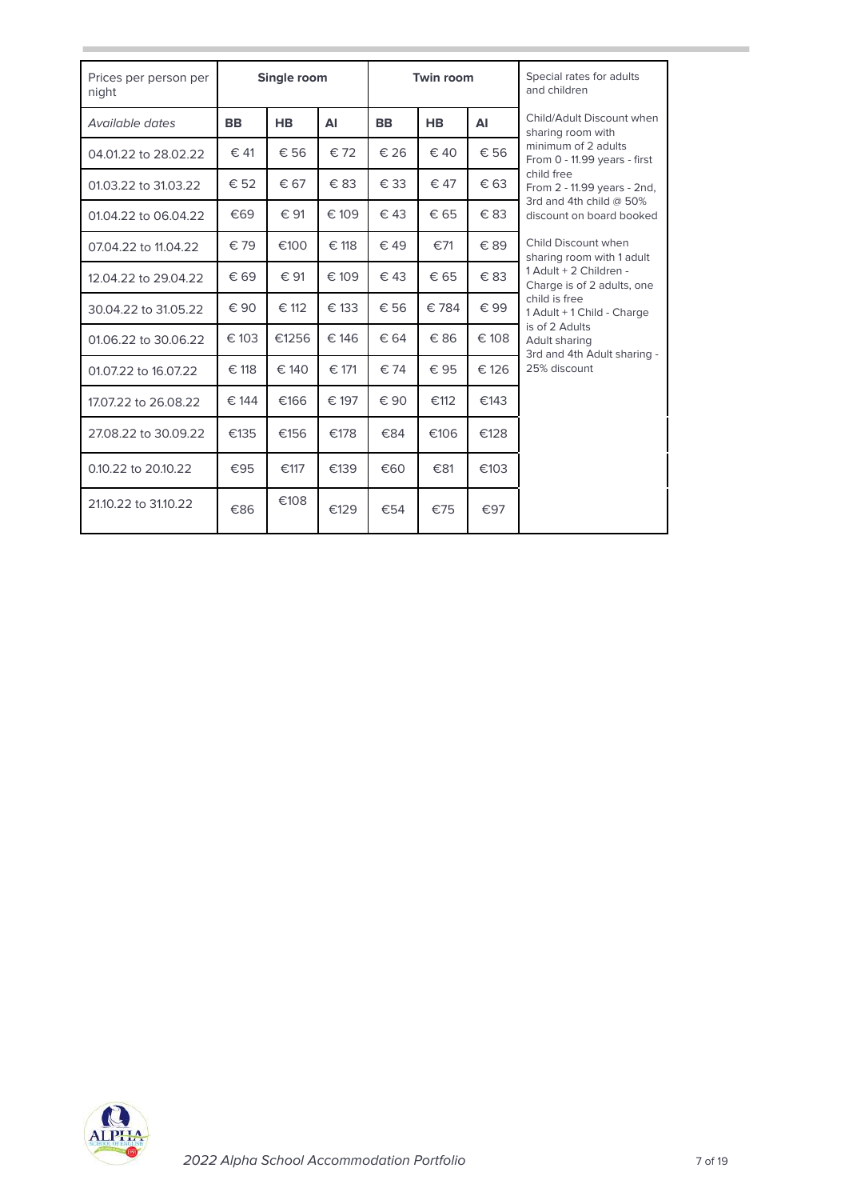| Prices per person per night | Single room | | | Twin room | | | Special rates for adults and children |
|---|---|---|---|---|---|---|---|
| *Available dates* | **BB** | **HB** | **AI** | **BB** | **HB** | **AI** | Child/Adult Discount when sharing room with minimum of 2 adults<br>From 0 - 11.99 years - first child free<br>From 2 - 11.99 years - 2nd, 3rd and 4th child @ 50% discount on board booked<br><br>Child Discount when sharing room with 1 adult<br>1 Adult + 2 Children - Charge is of 2 adults, one child is free<br>1 Adult + 1 Child - Charge is of 2 Adults<br>Adult sharing<br>3rd and 4th Adult sharing - 25% discount |
| 04.01.22 to 28.02.22 | € 41 | € 56 | € 72 | € 26 | € 40 | € 56 | |
| 01.03.22 to 31.03.22 | € 52 | € 67 | € 83 | € 33 | € 47 | € 63 | |
| 01.04.22 to 06.04.22 | €69 | € 91 | € 109 | € 43 | € 65 | € 83 | |
| 07.04.22 to 11.04.22 | € 79 | €100 | € 118 | € 49 | €71 | € 89 | |
| 12.04.22 to 29.04.22 | € 69 | € 91 | € 109 | € 43 | € 65 | € 83 | |
| 30.04.22 to 31.05.22 | € 90 | € 112 | € 133 | € 56 | € 784 | € 99 | |
| 01.06.22 to 30.06.22 | € 103 | €1256 | € 146 | € 64 | € 86 | € 108 | |
| 01.07.22 to 16.07.22 | € 118 | € 140 | € 171 | € 74 | € 95 | € 126 | |
| 17.07.22 to 26.08.22 | € 144 | €166 | € 197 | € 90 | €112 | €143 | |
| 27.08.22 to 30.09.22 | €135 | €156 | €178 | €84 | €106 | €128 | |
| 0.10.22 to 20.10.22 | €95 | €117 | €139 | €60 | €81 | €103 | |
| 21.10.22 to 31.10.22 | €86 | €108 | €129 | €54 | €75 | €97 | |

*2022 Alpha School Accommodation Portfolio*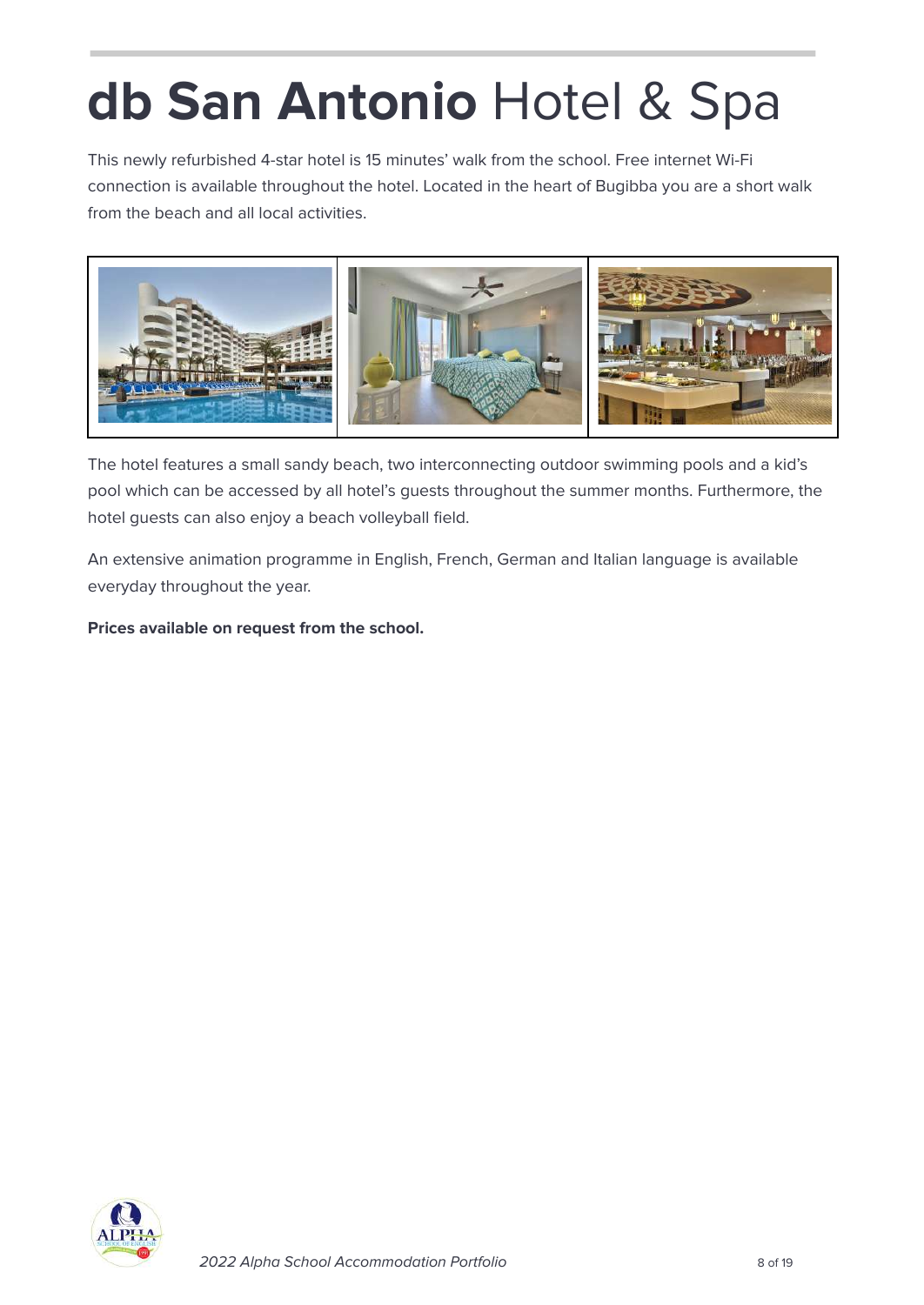# **db San Antonio** Hotel & Spa

This newly refurbished 4-star hotel is 15 minutes' walk from the school. Free internet Wi-Fi connection is available throughout the hotel. Located in the heart of Bugibba you are a short walk from the beach and all local activities.

The hotel features a small sandy beach, two interconnecting outdoor swimming pools and a kid's pool which can be accessed by all hotel's guests throughout the summer months. Furthermore, the hotel guests can also enjoy a beach volleyball field.

An extensive animation programme in English, French, German and Italian language is available everyday throughout the year.

**Prices available on request from the school.**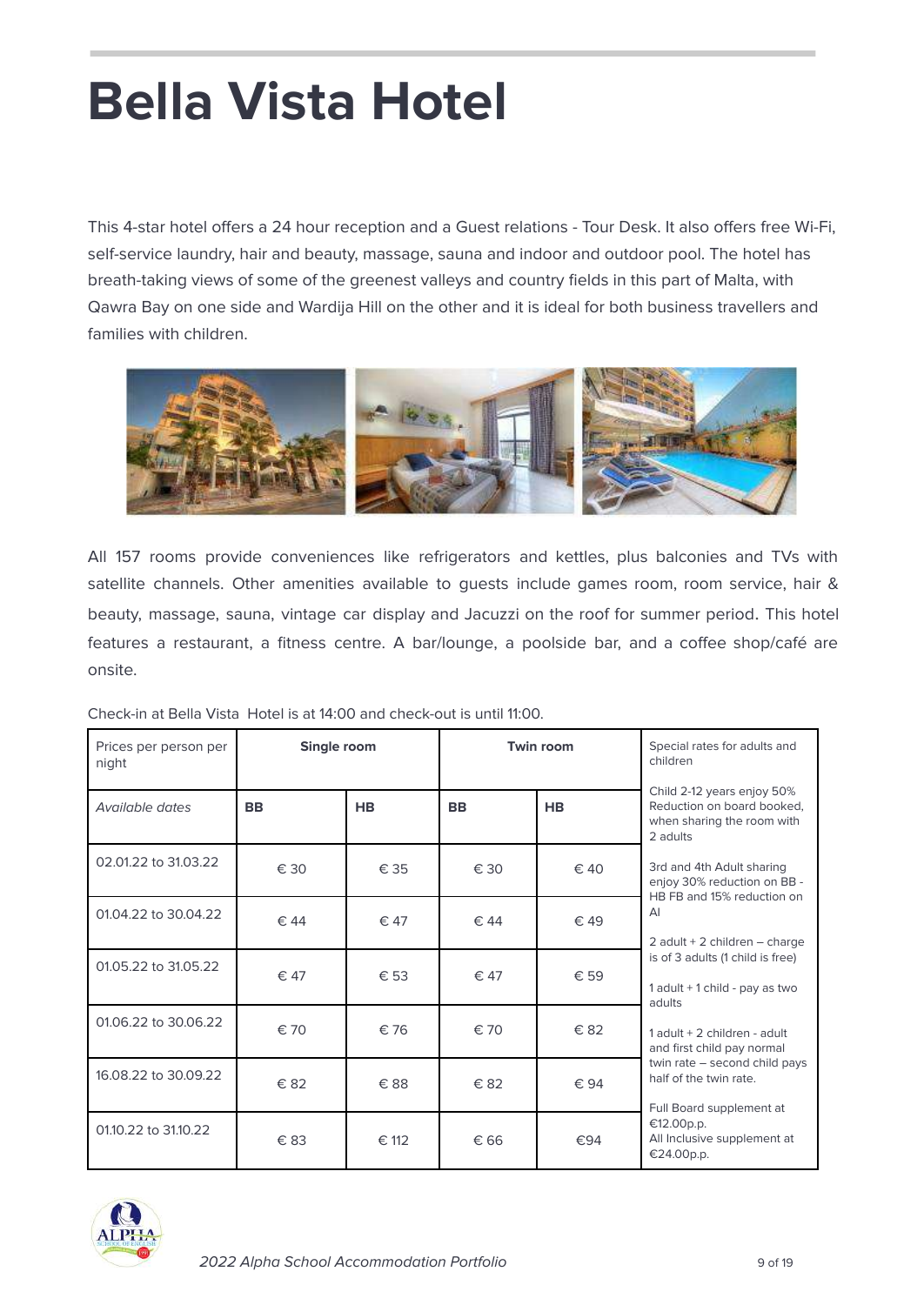# Bella Vista Hotel

This 4-star hotel offers a 24 hour reception and a Guest relations - Tour Desk. It also offers free Wi-Fi, self-service laundry, hair and beauty, massage, sauna and indoor and outdoor pool. The hotel has breath-taking views of some of the greenest valleys and country fields in this part of Malta, with Qawra Bay on one side and Wardija Hill on the other and it is ideal for both business travellers and families with children.

All 157 rooms provide conveniences like refrigerators and kettles, plus balconies and TVs with satellite channels. Other amenities available to guests include games room, room service, hair & beauty, massage, sauna, vintage car display and Jacuzzi on the roof for summer period. This hotel features a restaurant, a fitness centre. A bar/lounge, a poolside bar, and a coffee shop/café are onsite.

Check-in at Bella Vista Hotel is at 14:00 and check-out is until 11:00.

| Prices per person per night | Single room | | Twin room | | Special rates for adults and children |
|---|---|---|---|---|---|
| *Available dates* | **BB** | **HB** | **BB** | **HB** | Child 2-12 years enjoy 50% Reduction on board booked, when sharing the room with 2 adults<br><br>3rd and 4th Adult sharing enjoy 30% reduction on BB - HB FB and 15% reduction on AI<br><br>2 adult + 2 children – charge is of 3 adults (1 child is free)<br><br>1 adult + 1 child - pay as two adults<br><br>1 adult + 2 children - adult and first child pay normal twin rate – second child pays half of the twin rate.<br><br>Full Board supplement at €12.00p.p.<br>All Inclusive supplement at €24.00p.p. |
| 02.01.22 to 31.03.22 | € 30 | € 35 | € 30 | € 40 | |
| 01.04.22 to 30.04.22 | € 44 | € 47 | € 44 | € 49 | |
| 01.05.22 to 31.05.22 | € 47 | € 53 | € 47 | € 59 | |
| 01.06.22 to 30.06.22 | € 70 | € 76 | € 70 | € 82 | |
| 16.08.22 to 30.09.22 | € 82 | € 88 | € 82 | € 94 | |
| 01.10.22 to 31.10.22 | € 83 | € 112 | € 66 | €94 | |

*2022 Alpha School Accommodation Portfolio*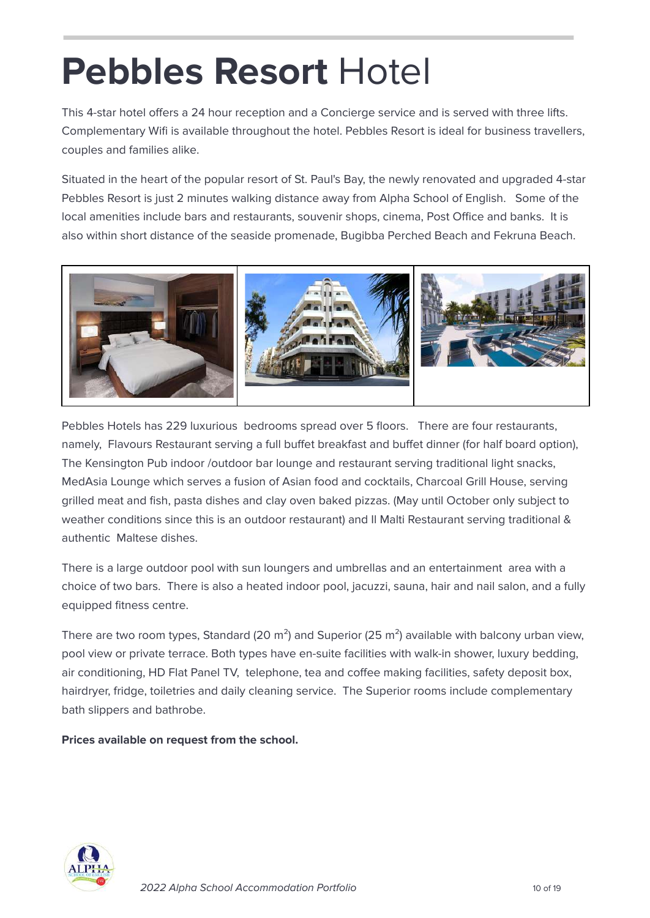# **Pebbles Resort** Hotel

This 4-star hotel offers a 24 hour reception and a Concierge service and is served with three lifts. Complementary Wifi is available throughout the hotel. Pebbles Resort is ideal for business travellers, couples and families alike.

Situated in the heart of the popular resort of St. Paul's Bay, the newly renovated and upgraded 4-star Pebbles Resort is just 2 minutes walking distance away from Alpha School of English. Some of the local amenities include bars and restaurants, souvenir shops, cinema, Post Office and banks. It is also within short distance of the seaside promenade, Bugibba Perched Beach and Fekruna Beach.

Pebbles Hotels has 229 luxurious bedrooms spread over 5 floors. There are four restaurants, namely, Flavours Restaurant serving a full buffet breakfast and buffet dinner (for half board option), The Kensington Pub indoor /outdoor bar lounge and restaurant serving traditional light snacks, MedAsia Lounge which serves a fusion of Asian food and cocktails, Charcoal Grill House, serving grilled meat and fish, pasta dishes and clay oven baked pizzas. (May until October only subject to weather conditions since this is an outdoor restaurant) and Il Malti Restaurant serving traditional & authentic Maltese dishes.

There is a large outdoor pool with sun loungers and umbrellas and an entertainment area with a choice of two bars. There is also a heated indoor pool, jacuzzi, sauna, hair and nail salon, and a fully equipped fitness centre.

There are two room types, Standard (20 m$^2$) and Superior (25 m$^2$) available with balcony urban view, pool view or private terrace. Both types have en-suite facilities with walk-in shower, luxury bedding, air conditioning, HD Flat Panel TV, telephone, tea and coffee making facilities, safety deposit box, hairdryer, fridge, toiletries and daily cleaning service. The Superior rooms include complementary bath slippers and bathrobe.

**Prices available on request from the school.**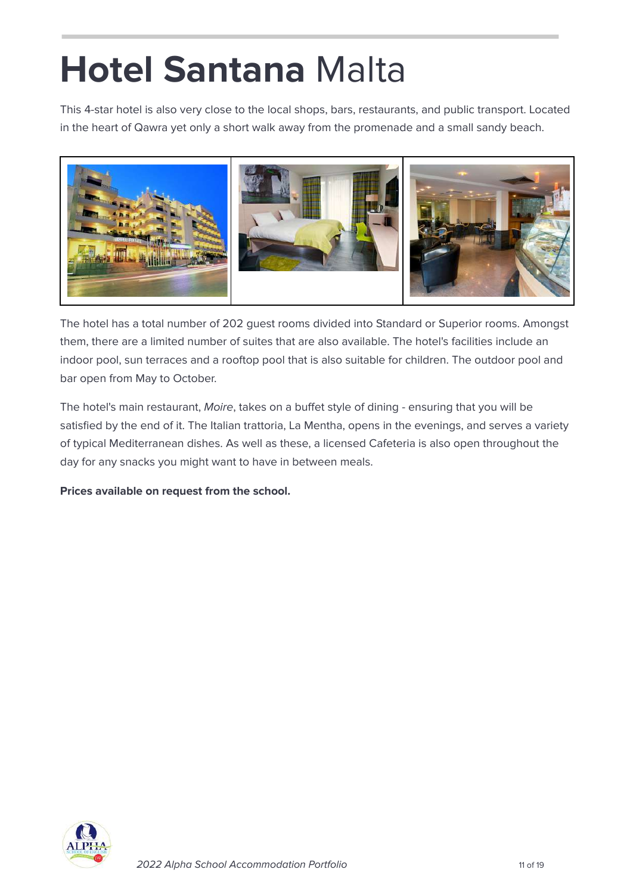# **Hotel Santana** Malta

This 4-star hotel is also very close to the local shops, bars, restaurants, and public transport. Located in the heart of Qawra yet only a short walk away from the promenade and a small sandy beach.

The hotel has a total number of 202 guest rooms divided into Standard or Superior rooms. Amongst them, there are a limited number of suites that are also available. The hotel's facilities include an indoor pool, sun terraces and a rooftop pool that is also suitable for children. The outdoor pool and bar open from May to October.

The hotel's main restaurant, *Moire*, takes on a buffet style of dining - ensuring that you will be satisfied by the end of it. The Italian trattoria, La Mentha, opens in the evenings, and serves a variety of typical Mediterranean dishes. As well as these, a licensed Cafeteria is also open throughout the day for any snacks you might want to have in between meals.

**Prices available on request from the school.**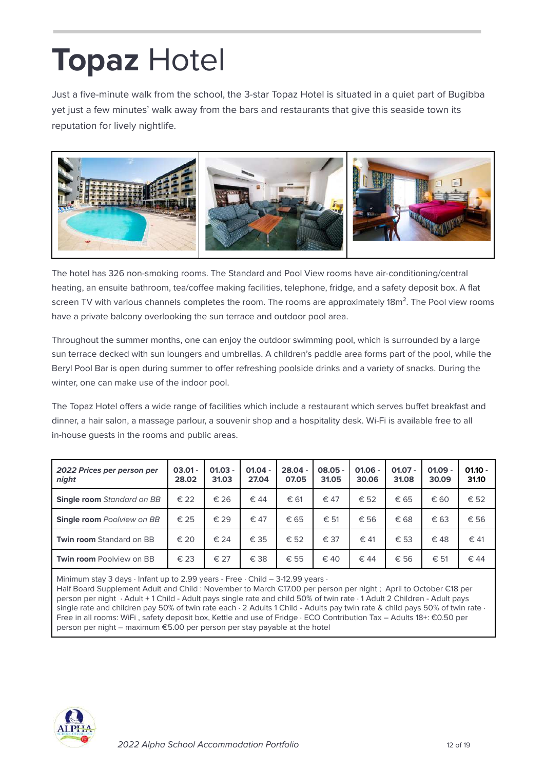# **Topaz** Hotel

Just a five-minute walk from the school, the 3-star Topaz Hotel is situated in a quiet part of Bugibba yet just a few minutes' walk away from the bars and restaurants that give this seaside town its reputation for lively nightlife.

The hotel has 326 non-smoking rooms. The Standard and Pool View rooms have air-conditioning/central heating, an ensuite bathroom, tea/coffee making facilities, telephone, fridge, and a safety deposit box. A flat screen TV with various channels completes the room. The rooms are approximately 18m$^2$. The Pool view rooms have a private balcony overlooking the sun terrace and outdoor pool area.

Throughout the summer months, one can enjoy the outdoor swimming pool, which is surrounded by a large sun terrace decked with sun loungers and umbrellas. A children's paddle area forms part of the pool, while the Beryl Pool Bar is open during summer to offer refreshing poolside drinks and a variety of snacks. During the winter, one can make use of the indoor pool.

The Topaz Hotel offers a wide range of facilities which include a restaurant which serves buffet breakfast and dinner, a hair salon, a massage parlour, a souvenir shop and a hospitality desk. Wi-Fi is available free to all in-house guests in the rooms and public areas.

| ***2022 Prices per person per night*** | **03.01 - 28.02** | **01.03 - 31.03** | **01.04 - 27.04** | **28.04 - 07.05** | **08.05 - 31.05** | **01.06 - 30.06** | **01.07 - 31.08** | **01.09 - 30.09** | **01.10 - 31.10** |
|---|---|---|---|---|---|---|---|---|---|
| **Single room** *Standard on BB* | € 22 | € 26 | € 44 | € 61 | € 47 | € 52 | € 65 | € 60 | € 52 |
| **Single room** *Poolview on BB* | € 25 | € 29 | € 47 | € 65 | € 51 | € 56 | € 68 | € 63 | € 56 |
| **Twin room** Standard on BB | € 20 | € 24 | € 35 | € 52 | € 37 | € 41 | € 53 | € 48 | € 41 |
| **Twin room** Poolview on BB | € 23 | € 27 | € 38 | € 55 | € 40 | € 44 | € 56 | € 51 | € 44 |

Minimum stay 3 days · Infant up to 2.99 years - Free · Child – 3-12.99 years ·
Half Board Supplement Adult and Child : November to March €17.00 per person per night ; April to October €18 per person per night · Adult + 1 Child - Adult pays single rate and child 50% of twin rate · 1 Adult 2 Children - Adult pays single rate and children pay 50% of twin rate each · 2 Adults 1 Child - Adults pay twin rate & child pays 50% of twin rate · Free in all rooms: WiFi , safety deposit box, Kettle and use of Fridge · ECO Contribution Tax – Adults 18+: €0.50 per person per night – maximum €5.00 per person per stay payable at the hotel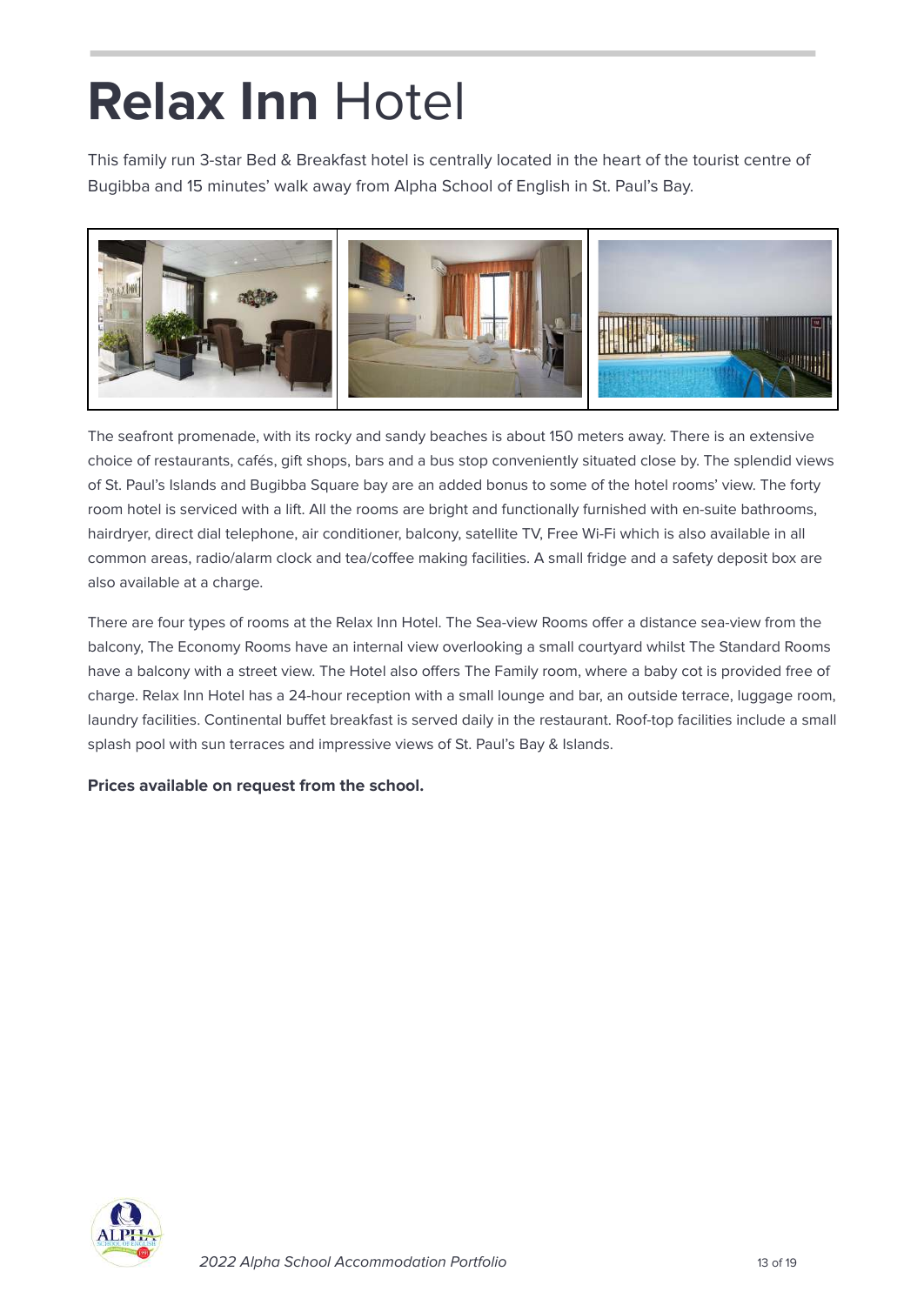# **Relax Inn** Hotel

This family run 3-star Bed & Breakfast hotel is centrally located in the heart of the tourist centre of Bugibba and 15 minutes' walk away from Alpha School of English in St. Paul's Bay.

The seafront promenade, with its rocky and sandy beaches is about 150 meters away. There is an extensive choice of restaurants, cafés, gift shops, bars and a bus stop conveniently situated close by. The splendid views of St. Paul's Islands and Bugibba Square bay are an added bonus to some of the hotel rooms' view. The forty room hotel is serviced with a lift. All the rooms are bright and functionally furnished with en-suite bathrooms, hairdryer, direct dial telephone, air conditioner, balcony, satellite TV, Free Wi-Fi which is also available in all common areas, radio/alarm clock and tea/coffee making facilities. A small fridge and a safety deposit box are also available at a charge.

There are four types of rooms at the Relax Inn Hotel. The Sea-view Rooms offer a distance sea-view from the balcony, The Economy Rooms have an internal view overlooking a small courtyard whilst The Standard Rooms have a balcony with a street view. The Hotel also offers The Family room, where a baby cot is provided free of charge. Relax Inn Hotel has a 24-hour reception with a small lounge and bar, an outside terrace, luggage room, laundry facilities. Continental buffet breakfast is served daily in the restaurant. Roof-top facilities include a small splash pool with sun terraces and impressive views of St. Paul's Bay & Islands.

**Prices available on request from the school.**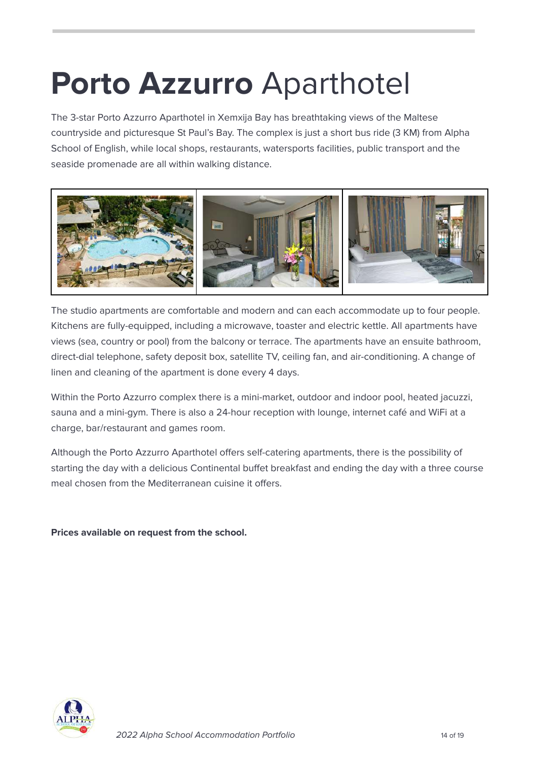# **Porto Azzurro** Aparthotel

The 3-star Porto Azzurro Aparthotel in Xemxija Bay has breathtaking views of the Maltese countryside and picturesque St Paul's Bay. The complex is just a short bus ride (3 KM) from Alpha School of English, while local shops, restaurants, watersports facilities, public transport and the seaside promenade are all within walking distance.

The studio apartments are comfortable and modern and can each accommodate up to four people. Kitchens are fully-equipped, including a microwave, toaster and electric kettle. All apartments have views (sea, country or pool) from the balcony or terrace. The apartments have an ensuite bathroom, direct-dial telephone, safety deposit box, satellite TV, ceiling fan, and air-conditioning. A change of linen and cleaning of the apartment is done every 4 days.

Within the Porto Azzurro complex there is a mini-market, outdoor and indoor pool, heated jacuzzi, sauna and a mini-gym. There is also a 24-hour reception with lounge, internet café and WiFi at a charge, bar/restaurant and games room.

Although the Porto Azzurro Aparthotel offers self-catering apartments, there is the possibility of starting the day with a delicious Continental buffet breakfast and ending the day with a three course meal chosen from the Mediterranean cuisine it offers.

**Prices available on request from the school.**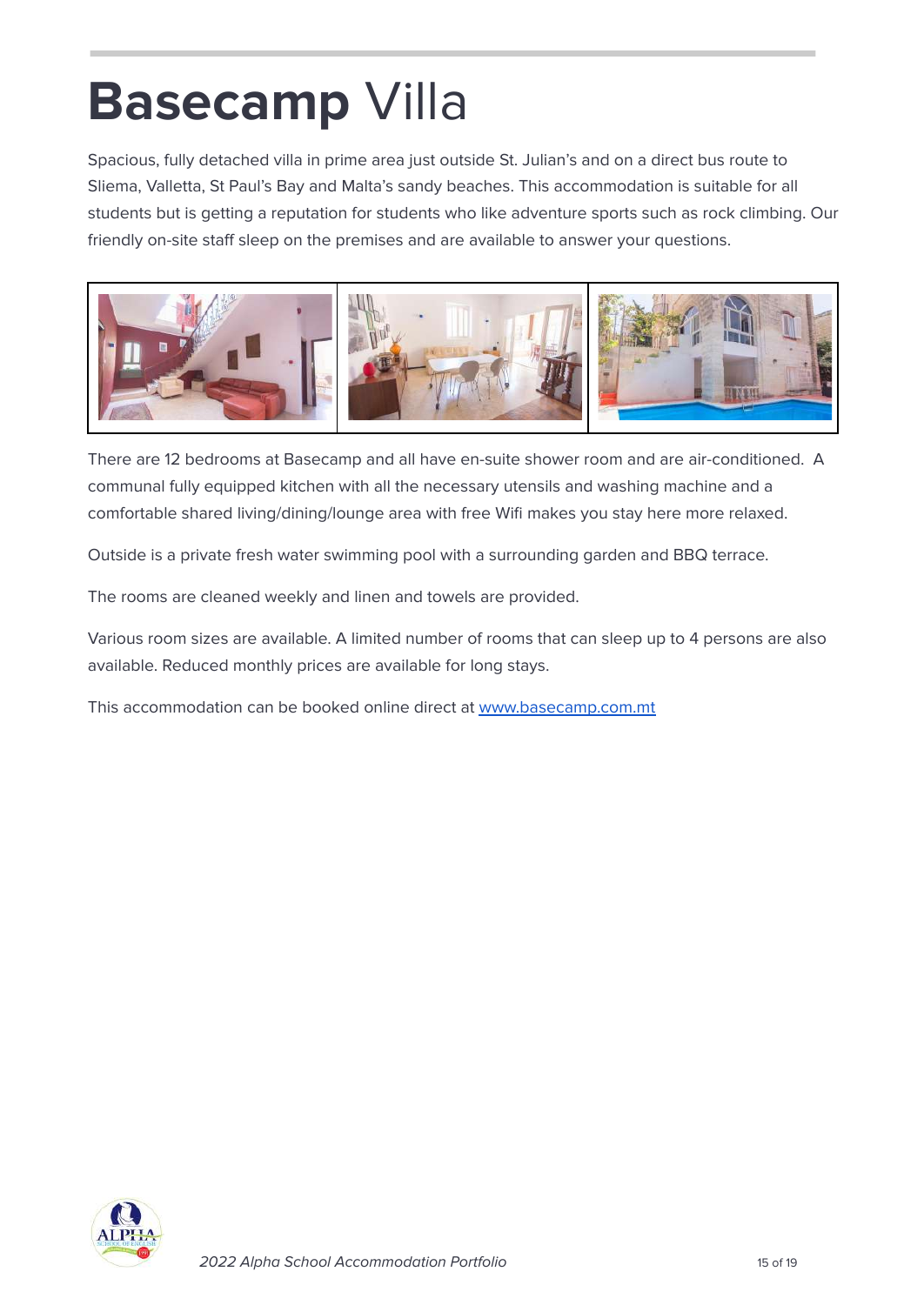# **Basecamp** Villa

Spacious, fully detached villa in prime area just outside St. Julian's and on a direct bus route to Sliema, Valletta, St Paul's Bay and Malta's sandy beaches. This accommodation is suitable for all students but is getting a reputation for students who like adventure sports such as rock climbing. Our friendly on-site staff sleep on the premises and are available to answer your questions.

There are 12 bedrooms at Basecamp and all have en-suite shower room and are air-conditioned. A communal fully equipped kitchen with all the necessary utensils and washing machine and a comfortable shared living/dining/lounge area with free Wifi makes you stay here more relaxed.

Outside is a private fresh water swimming pool with a surrounding garden and BBQ terrace.

The rooms are cleaned weekly and linen and towels are provided.

Various room sizes are available. A limited number of rooms that can sleep up to 4 persons are also available. Reduced monthly prices are available for long stays.

This accommodation can be booked online direct at [www.basecamp.com.mt](http://www.basecamp.com.mt)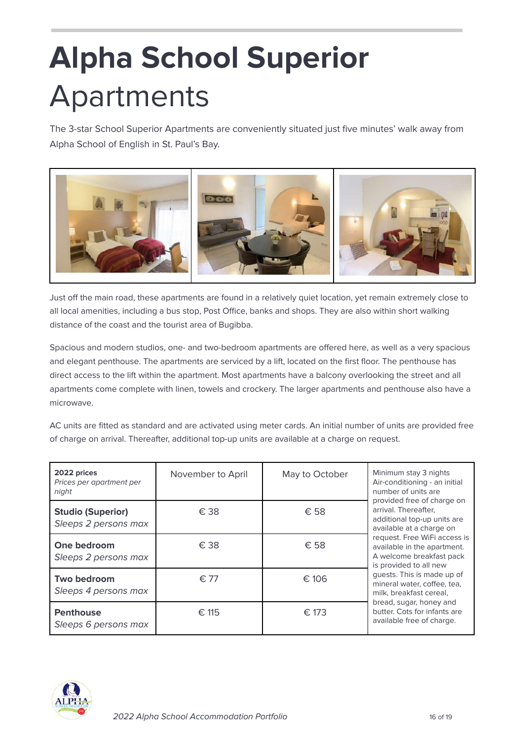# **Alpha School Superior** Apartments

The 3-star School Superior Apartments are conveniently situated just five minutes' walk away from Alpha School of English in St. Paul's Bay.

Just off the main road, these apartments are found in a relatively quiet location, yet remain extremely close to all local amenities, including a bus stop, Post Office, banks and shops. They are also within short walking distance of the coast and the tourist area of Bugibba.

Spacious and modern studios, one- and two-bedroom apartments are offered here, as well as a very spacious and elegant penthouse. The apartments are serviced by a lift, located on the first floor. The penthouse has direct access to the lift within the apartment. Most apartments have a balcony overlooking the street and all apartments come complete with linen, towels and crockery. The larger apartments and penthouse also have a microwave.

AC units are fitted as standard and are activated using meter cards. An initial number of units are provided free of charge on arrival. Thereafter, additional top-up units are available at a charge on request.

| **2022 prices** *Prices per apartment per night* | November to April | May to October | Minimum stay 3 nights Air-conditioning - an initial number of units are provided free of charge on arrival. Thereafter, additional top-up units are available at a charge on request. Free WiFi access is available in the apartment. A welcome breakfast pack is provided to all new guests. This is made up of mineral water, coffee, tea, milk, breakfast cereal, bread, sugar, honey and butter. Cots for infants are available free of charge. |
|---|---|---|---|
| **Studio (Superior)** *Sleeps 2 persons max* | € 38 | € 58 | |
| **One bedroom** *Sleeps 2 persons max* | € 38 | € 58 | |
| **Two bedroom** *Sleeps 4 persons max* | € 77 | € 106 | |
| **Penthouse** *Sleeps 6 persons max* | € 115 | € 173 | |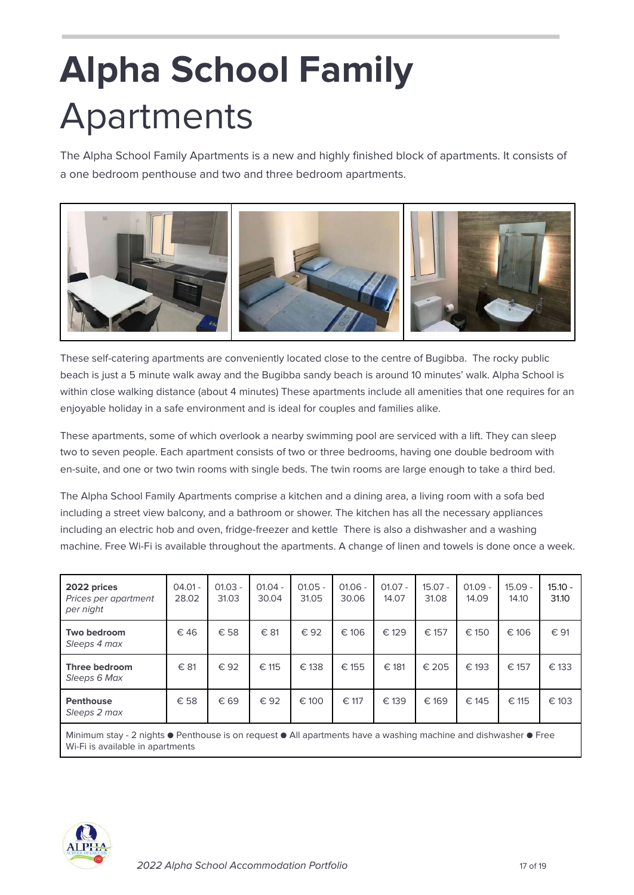# **Alpha School Family** Apartments

The Alpha School Family Apartments is a new and highly finished block of apartments. It consists of a one bedroom penthouse and two and three bedroom apartments.

These self-catering apartments are conveniently located close to the centre of Bugibba. The rocky public beach is just a 5 minute walk away and the Bugibba sandy beach is around 10 minutes' walk. Alpha School is within close walking distance (about 4 minutes) These apartments include all amenities that one requires for an enjoyable holiday in a safe environment and is ideal for couples and families alike.

These apartments, some of which overlook a nearby swimming pool are serviced with a lift. They can sleep two to seven people. Each apartment consists of two or three bedrooms, having one double bedroom with en-suite, and one or two twin rooms with single beds. The twin rooms are large enough to take a third bed.

The Alpha School Family Apartments comprise a kitchen and a dining area, a living room with a sofa bed including a street view balcony, and a bathroom or shower. The kitchen has all the necessary appliances including an electric hob and oven, fridge-freezer and kettle There is also a dishwasher and a washing machine. Free Wi-Fi is available throughout the apartments. A change of linen and towels is done once a week.

| **2022 prices** *Prices per apartment per night* | 04.01 - 28.02 | 01.03 - 31.03 | 01.04 - 30.04 | 01.05 - 31.05 | 01.06 - 30.06 | 01.07 - 14.07 | 15.07 - 31.08 | 01.09 - 14.09 | 15.09 - 14.10 | 15.10 - 31.10 |
|---|---|---|---|---|---|---|---|---|---|---|
| **Two bedroom** *Sleeps 4 max* | € 46 | € 58 | € 81 | € 92 | € 106 | € 129 | € 157 | € 150 | € 106 | € 91 |
| **Three bedroom** *Sleeps 6 Max* | € 81 | € 92 | € 115 | € 138 | € 155 | € 181 | € 205 | € 193 | € 157 | € 133 |
| **Penthouse** *Sleeps 2 max* | € 58 | € 69 | € 92 | € 100 | € 117 | € 139 | € 169 | € 145 | € 115 | € 103 |

Minimum stay - 2 nights ● Penthouse is on request ● All apartments have a washing machine and dishwasher ● Free Wi-Fi is available in apartments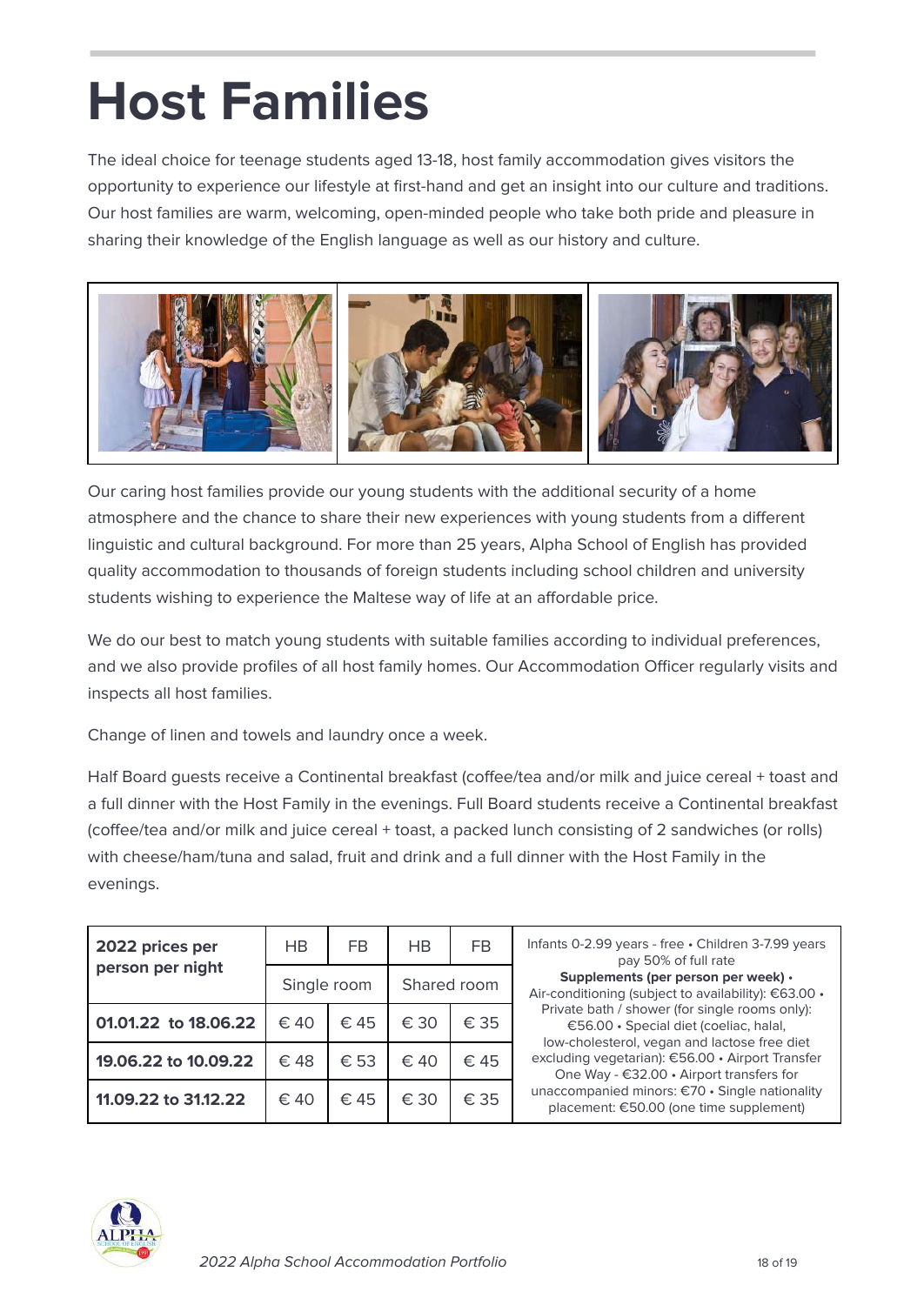# Host Families

The ideal choice for teenage students aged 13-18, host family accommodation gives visitors the opportunity to experience our lifestyle at first-hand and get an insight into our culture and traditions. Our host families are warm, welcoming, open-minded people who take both pride and pleasure in sharing their knowledge of the English language as well as our history and culture.

Our caring host families provide our young students with the additional security of a home atmosphere and the chance to share their new experiences with young students from a different linguistic and cultural background. For more than 25 years, Alpha School of English has provided quality accommodation to thousands of foreign students including school children and university students wishing to experience the Maltese way of life at an affordable price.

We do our best to match young students with suitable families according to individual preferences, and we also provide profiles of all host family homes. Our Accommodation Officer regularly visits and inspects all host families.

Change of linen and towels and laundry once a week.

Half Board guests receive a Continental breakfast (coffee/tea and/or milk and juice cereal + toast and a full dinner with the Host Family in the evenings. Full Board students receive a Continental breakfast (coffee/tea and/or milk and juice cereal + toast, a packed lunch consisting of 2 sandwiches (or rolls) with cheese/ham/tuna and salad, fruit and drink and a full dinner with the Host Family in the evenings.

| 2022 prices per person per night | HB | FB | HB | FB |
|---|---|---|---|---|
| | Single room | | Shared room | |
| **01.01.22 to 18.06.22** | € 40 | € 45 | € 30 | € 35 |
| **19.06.22 to 10.09.22** | € 48 | € 53 | € 40 | € 45 |
| **11.09.22 to 31.12.22** | € 40 | € 45 | € 30 | € 35 |

Infants 0-2.99 years - free • Children 3-7.99 years pay 50% of full rate
**Supplements (per person per week)** • Air-conditioning (subject to availability): €63.00 • Private bath / shower (for single rooms only): €56.00 • Special diet (coeliac, halal, low-cholesterol, vegan and lactose free diet excluding vegetarian): €56.00 • Airport Transfer One Way - €32.00 • Airport transfers for unaccompanied minors: €70 • Single nationality placement: €50.00 (one time supplement)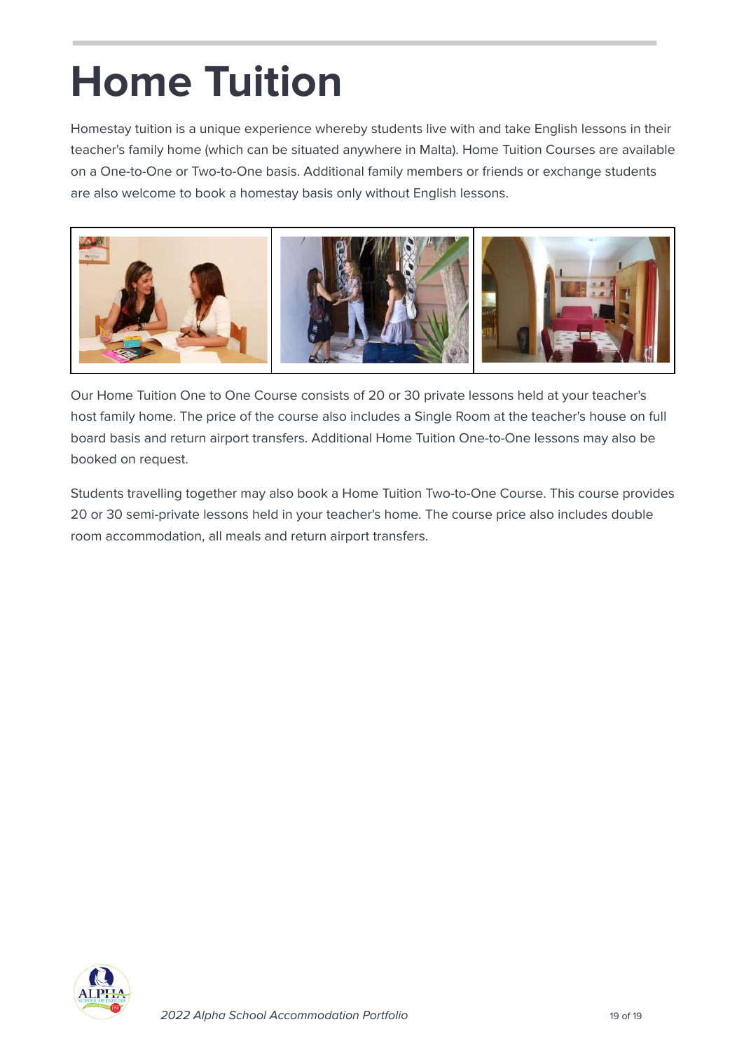# Home Tuition

Homestay tuition is a unique experience whereby students live with and take English lessons in their teacher's family home (which can be situated anywhere in Malta). Home Tuition Courses are available on a One-to-One or Two-to-One basis. Additional family members or friends or exchange students are also welcome to book a homestay basis only without English lessons.

Our Home Tuition One to One Course consists of 20 or 30 private lessons held at your teacher's host family home. The price of the course also includes a Single Room at the teacher's house on full board basis and return airport transfers. Additional Home Tuition One-to-One lessons may also be booked on request.

Students travelling together may also book a Home Tuition Two-to-One Course. This course provides 20 or 30 semi-private lessons held in your teacher's home. The course price also includes double room accommodation, all meals and return airport transfers.